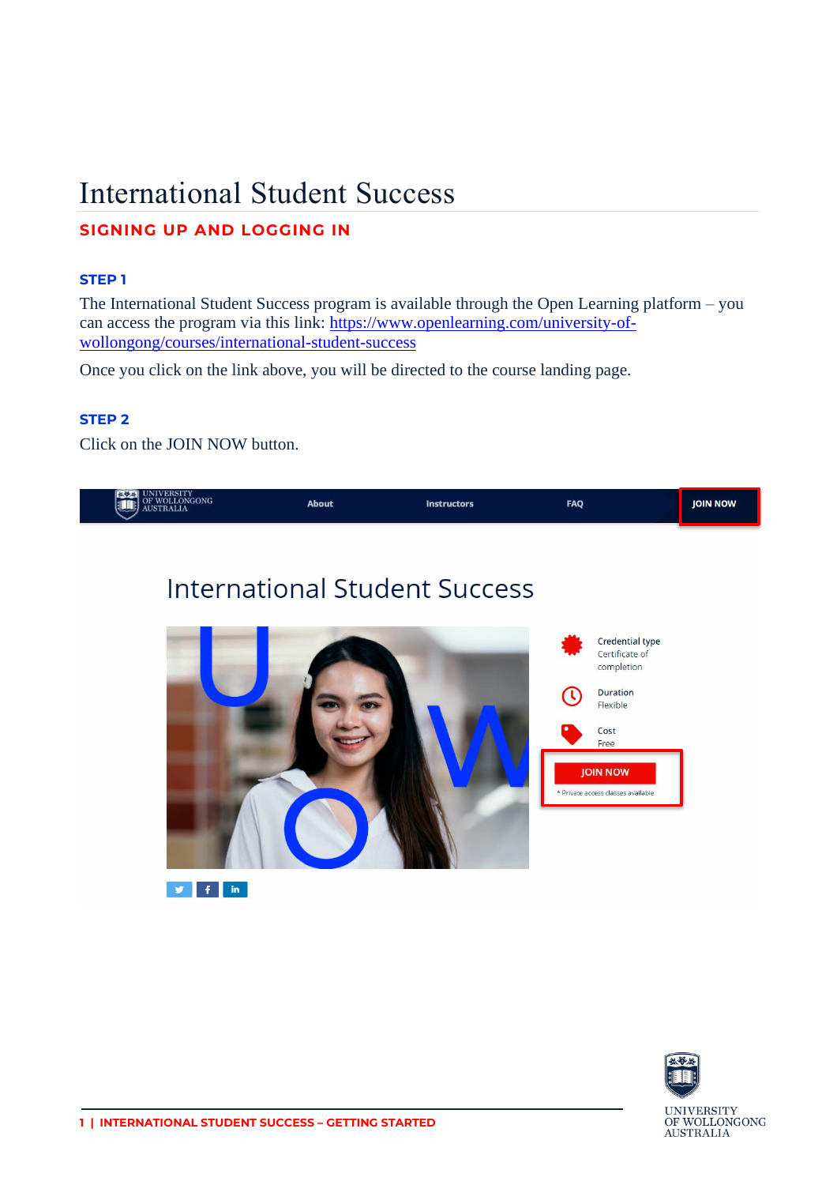# International Student Success

## SIGNING UP AND LOGGING IN

### STEP 1

The International Student Success program is available through the Open Learning platform – you can access the program via this link: [https://www.openlearning.com/university-of-wollongong/courses/international-student-success](https://www.openlearning.com/university-of-wollongong/courses/international-student-success)

Once you click on the link above, you will be directed to the course landing page.

### STEP 2

Click on the JOIN NOW button.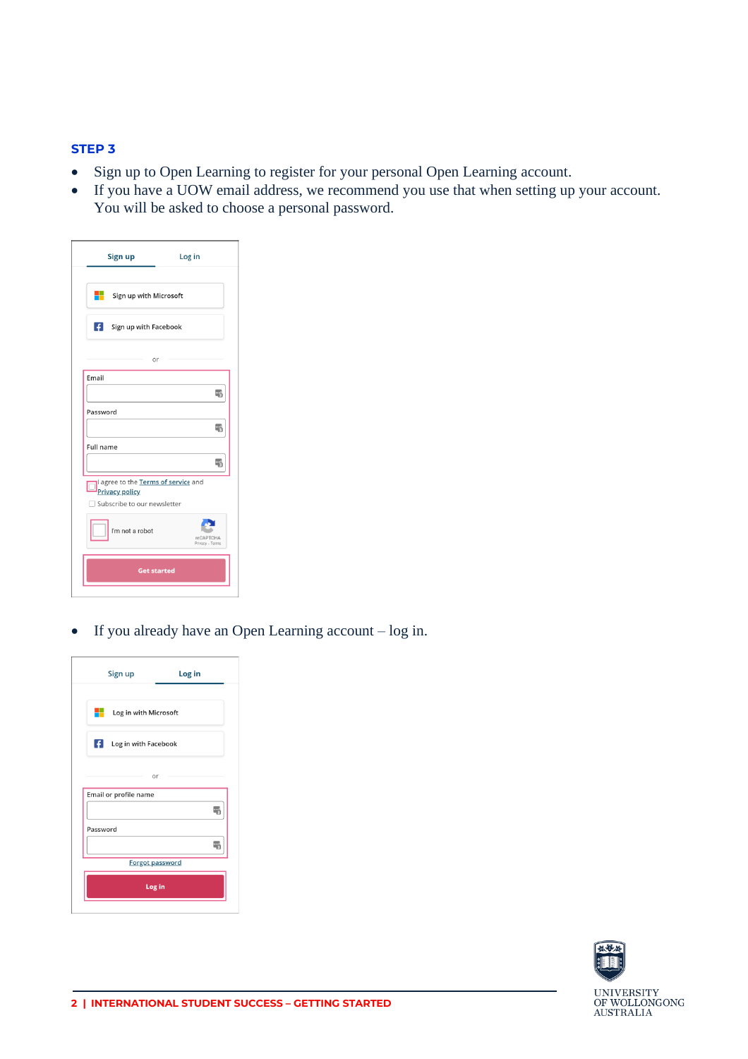### STEP 3

- Sign up to Open Learning to register for your personal Open Learning account.
- If you have a UOW email address, we recommend you use that when setting up your account. You will be asked to choose a personal password.

- If you already have an Open Learning account – log in.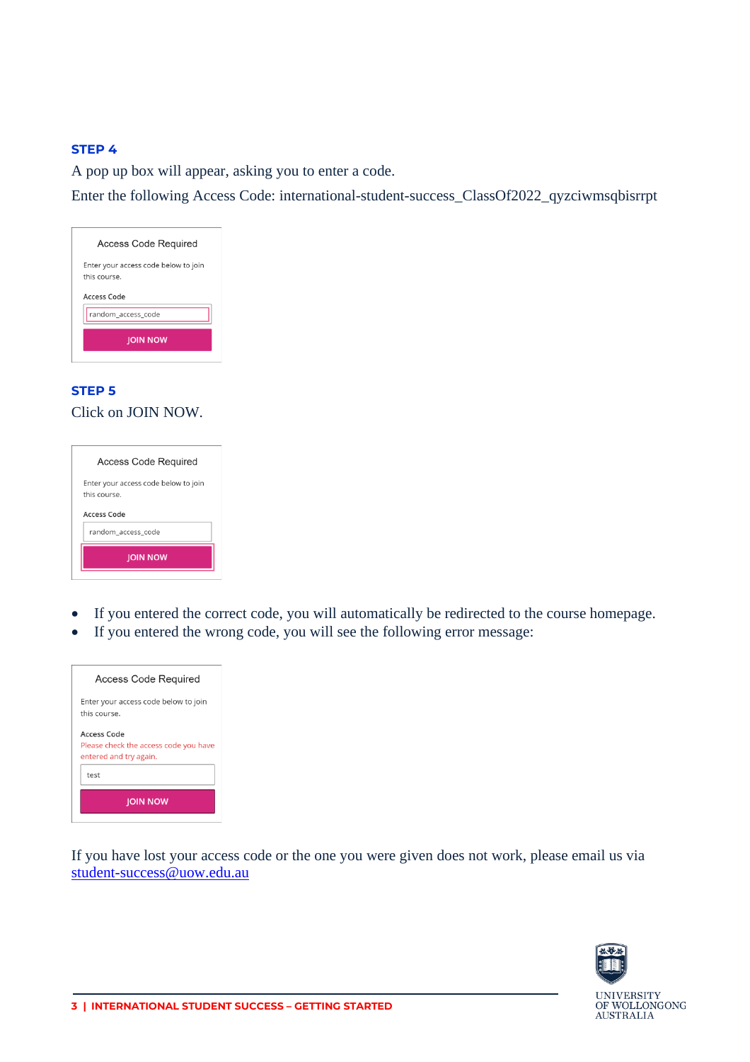**STEP 4**

A pop up box will appear, asking you to enter a code.

Enter the following Access Code: international-student-success_ClassOf2022_qyzciwmsqbisrrpt

**STEP 5**

Click on JOIN NOW.

- If you entered the correct code, you will automatically be redirected to the course homepage.
- If you entered the wrong code, you will see the following error message:

If you have lost your access code or the one you were given does not work, please email us via student-success@uow.edu.au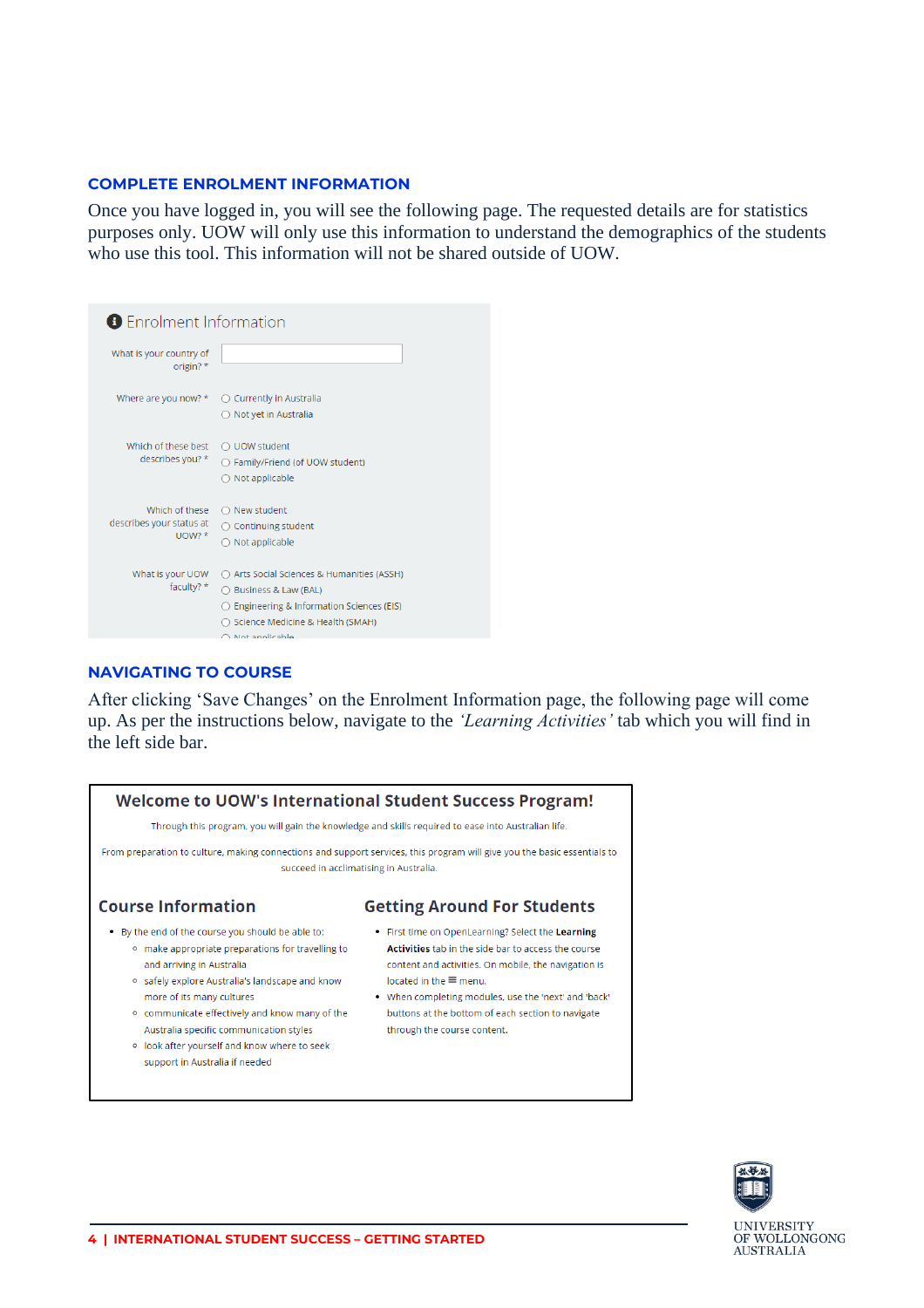## COMPLETE ENROLMENT INFORMATION

Once you have logged in, you will see the following page. The requested details are for statistics purposes only. UOW will only use this information to understand the demographics of the students who use this tool. This information will not be shared outside of UOW.

**Enrolment Information**

What is your country of origin? *

Where are you now? *
- Currently in Australia
- Not yet in Australia

Which of these best describes you? *
- UOW student
- Family/Friend (of UOW student)
- Not applicable

Which of these describes your status at UOW? *
- New student
- Continuing student
- Not applicable

What is your UOW faculty? *
- Arts Social Sciences & Humanities (ASSH)
- Business & Law (BAL)
- Engineering & Information Sciences (EIS)
- Science Medicine & Health (SMAH)
- Not applicable

## NAVIGATING TO COURSE

After clicking 'Save Changes' on the Enrolment Information page, the following page will come up. As per the instructions below, navigate to the *'Learning Activities'* tab which you will find in the left side bar.

### Welcome to UOW's International Student Success Program!

Through this program, you will gain the knowledge and skills required to ease into Australian life.

From preparation to culture, making connections and support services, this program will give you the basic essentials to succeed in acclimatising in Australia.

#### Course Information

- By the end of the course you should be able to:
  - make appropriate preparations for travelling to and arriving in Australia
  - safely explore Australia's landscape and know more of its many cultures
  - communicate effectively and know many of the Australia specific communication styles
  - look after yourself and know where to seek support in Australia if needed

#### Getting Around For Students

- First time on OpenLearning? Select the **Learning Activities** tab in the side bar to access the course content and activities. On mobile, the navigation is located in the ≡ menu.
- When completing modules, use the 'next' and 'back' buttons at the bottom of each section to navigate through the course content.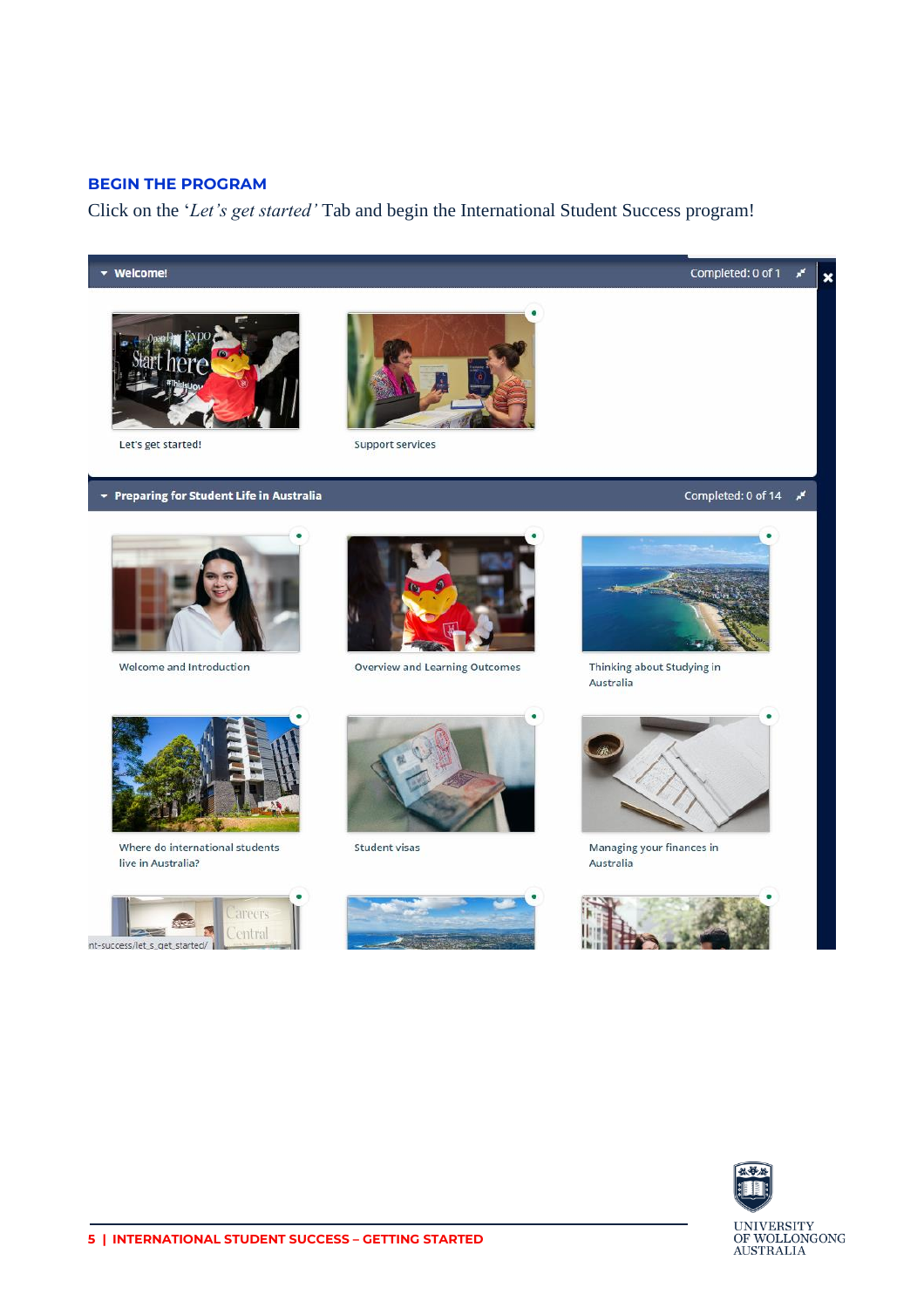## BEGIN THE PROGRAM

Click on the '*Let's get started'* Tab and begin the International Student Success program!

Welcome! Completed: 0 of 1

Let's get started!

Support services

Preparing for Student Life in Australia Completed: 0 of 14

Welcome and Introduction

Overview and Learning Outcomes

Thinking about Studying in Australia

Where do international students live in Australia?

Student visas

Managing your finances in Australia

nt-success/let_s_get_started/